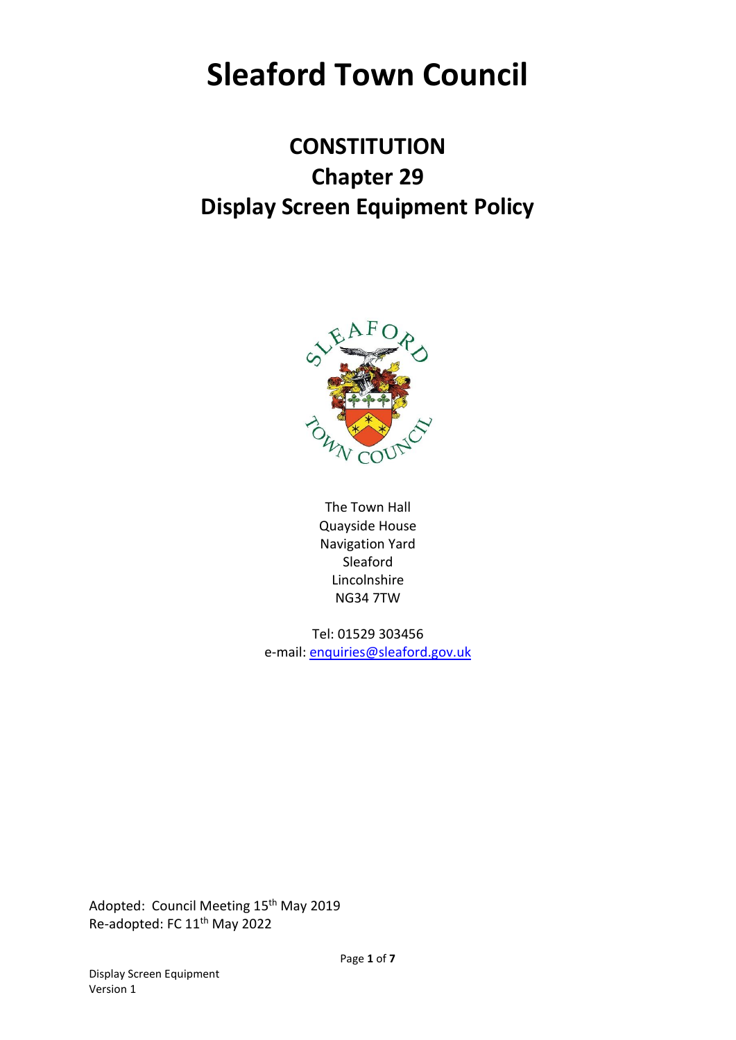# Sleaford Town Council

## CONSTITUTION
## Chapter 29
## Display Screen Equipment Policy

The Town Hall
Quayside House
Navigation Yard
Sleaford
Lincolnshire
NG34 7TW

Tel: 01529 303456
e-mail: enquiries@sleaford.gov.uk

Adopted: Council Meeting 15th May 2019
Re-adopted: FC 11th May 2022

Display Screen Equipment
Version 1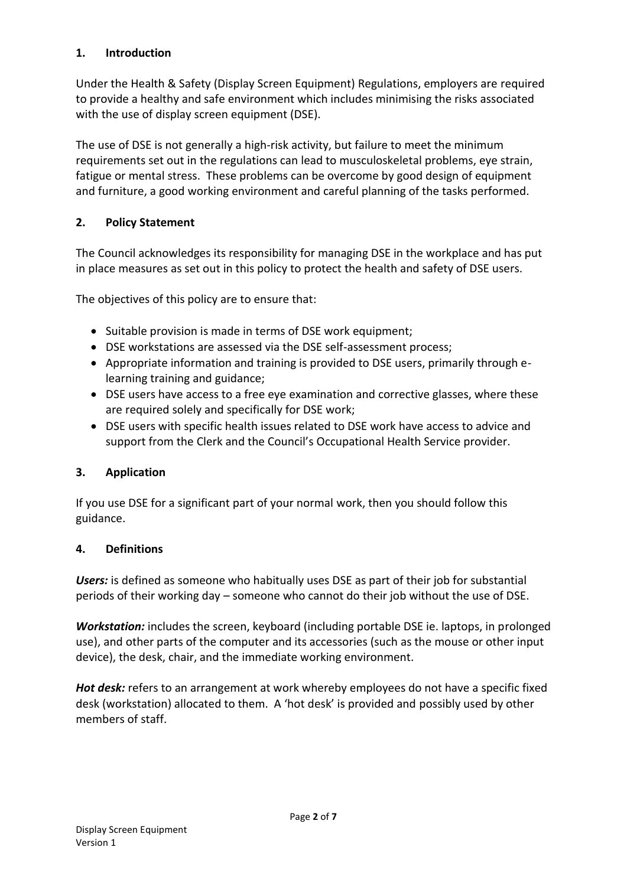## 1. Introduction

Under the Health & Safety (Display Screen Equipment) Regulations, employers are required to provide a healthy and safe environment which includes minimising the risks associated with the use of display screen equipment (DSE).

The use of DSE is not generally a high-risk activity, but failure to meet the minimum requirements set out in the regulations can lead to musculoskeletal problems, eye strain, fatigue or mental stress. These problems can be overcome by good design of equipment and furniture, a good working environment and careful planning of the tasks performed.

## 2. Policy Statement

The Council acknowledges its responsibility for managing DSE in the workplace and has put in place measures as set out in this policy to protect the health and safety of DSE users.

The objectives of this policy are to ensure that:

- Suitable provision is made in terms of DSE work equipment;
- DSE workstations are assessed via the DSE self-assessment process;
- Appropriate information and training is provided to DSE users, primarily through e-learning training and guidance;
- DSE users have access to a free eye examination and corrective glasses, where these are required solely and specifically for DSE work;
- DSE users with specific health issues related to DSE work have access to advice and support from the Clerk and the Council's Occupational Health Service provider.

## 3. Application

If you use DSE for a significant part of your normal work, then you should follow this guidance.

## 4. Definitions

***Users:*** is defined as someone who habitually uses DSE as part of their job for substantial periods of their working day – someone who cannot do their job without the use of DSE.

***Workstation:*** includes the screen, keyboard (including portable DSE ie. laptops, in prolonged use), and other parts of the computer and its accessories (such as the mouse or other input device), the desk, chair, and the immediate working environment.

***Hot desk:*** refers to an arrangement at work whereby employees do not have a specific fixed desk (workstation) allocated to them. A 'hot desk' is provided and possibly used by other members of staff.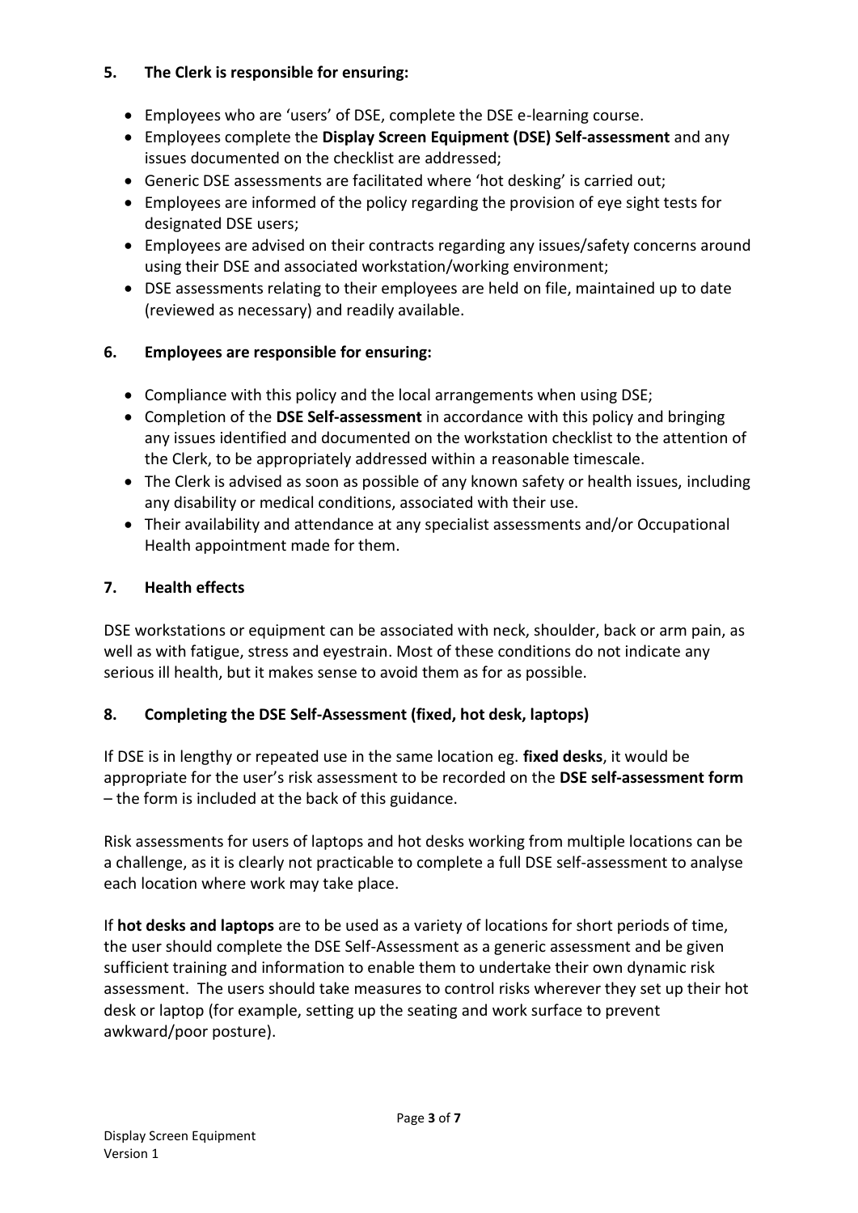## 5. The Clerk is responsible for ensuring:

- Employees who are 'users' of DSE, complete the DSE e-learning course.
- Employees complete the **Display Screen Equipment (DSE) Self-assessment** and any issues documented on the checklist are addressed;
- Generic DSE assessments are facilitated where 'hot desking' is carried out;
- Employees are informed of the policy regarding the provision of eye sight tests for designated DSE users;
- Employees are advised on their contracts regarding any issues/safety concerns around using their DSE and associated workstation/working environment;
- DSE assessments relating to their employees are held on file, maintained up to date (reviewed as necessary) and readily available.

## 6. Employees are responsible for ensuring:

- Compliance with this policy and the local arrangements when using DSE;
- Completion of the **DSE Self-assessment** in accordance with this policy and bringing any issues identified and documented on the workstation checklist to the attention of the Clerk, to be appropriately addressed within a reasonable timescale.
- The Clerk is advised as soon as possible of any known safety or health issues, including any disability or medical conditions, associated with their use.
- Their availability and attendance at any specialist assessments and/or Occupational Health appointment made for them.

## 7. Health effects

DSE workstations or equipment can be associated with neck, shoulder, back or arm pain, as well as with fatigue, stress and eyestrain. Most of these conditions do not indicate any serious ill health, but it makes sense to avoid them as for as possible.

## 8. Completing the DSE Self-Assessment (fixed, hot desk, laptops)

If DSE is in lengthy or repeated use in the same location eg. **fixed desks**, it would be appropriate for the user's risk assessment to be recorded on the **DSE self-assessment form** – the form is included at the back of this guidance.

Risk assessments for users of laptops and hot desks working from multiple locations can be a challenge, as it is clearly not practicable to complete a full DSE self-assessment to analyse each location where work may take place.

If **hot desks and laptops** are to be used as a variety of locations for short periods of time, the user should complete the DSE Self-Assessment as a generic assessment and be given sufficient training and information to enable them to undertake their own dynamic risk assessment. The users should take measures to control risks wherever they set up their hot desk or laptop (for example, setting up the seating and work surface to prevent awkward/poor posture).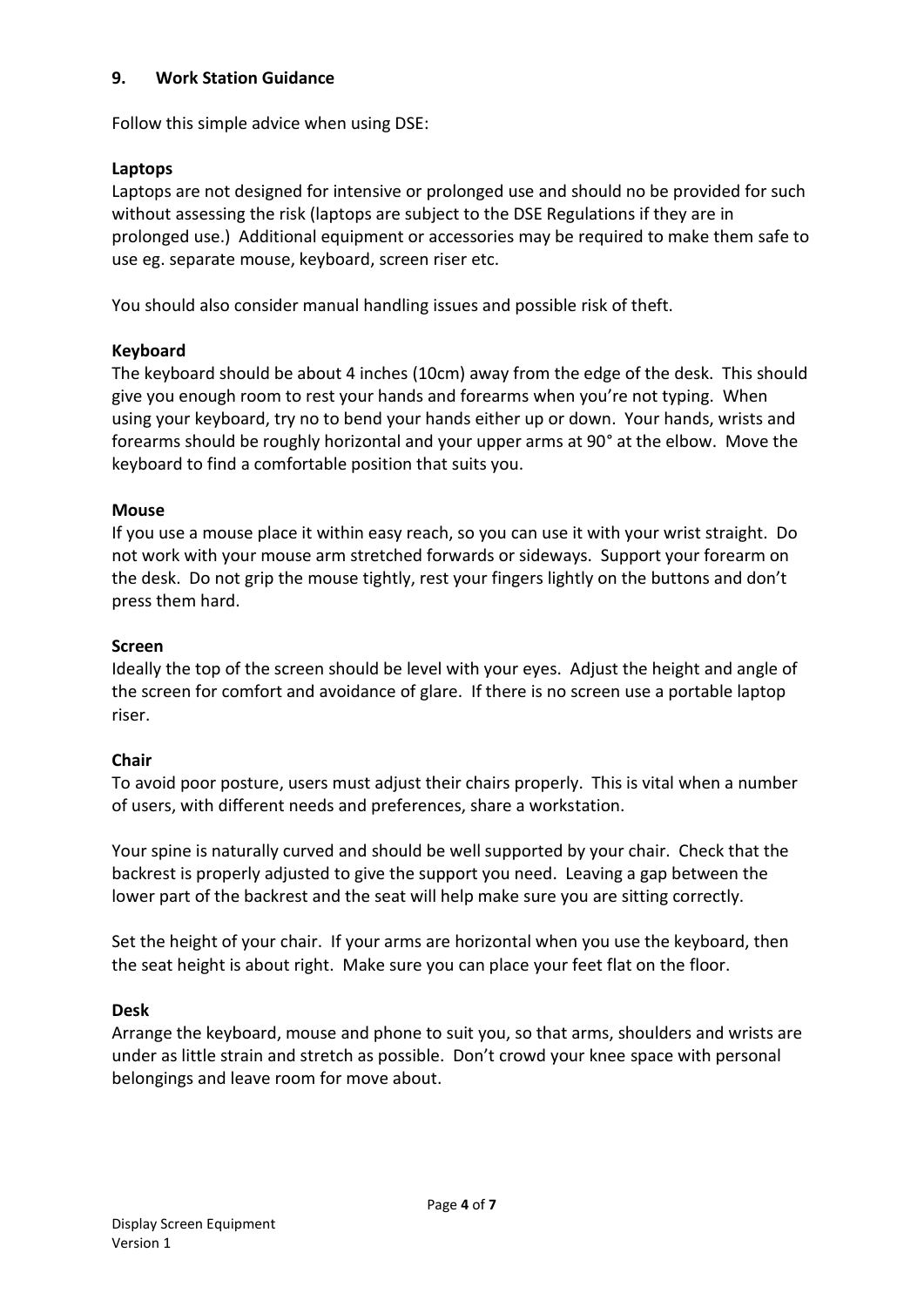## 9. Work Station Guidance

Follow this simple advice when using DSE:

**Laptops**
Laptops are not designed for intensive or prolonged use and should no be provided for such without assessing the risk (laptops are subject to the DSE Regulations if they are in prolonged use.) Additional equipment or accessories may be required to make them safe to use eg. separate mouse, keyboard, screen riser etc.

You should also consider manual handling issues and possible risk of theft.

**Keyboard**
The keyboard should be about 4 inches (10cm) away from the edge of the desk. This should give you enough room to rest your hands and forearms when you're not typing. When using your keyboard, try no to bend your hands either up or down. Your hands, wrists and forearms should be roughly horizontal and your upper arms at 90° at the elbow. Move the keyboard to find a comfortable position that suits you.

**Mouse**
If you use a mouse place it within easy reach, so you can use it with your wrist straight. Do not work with your mouse arm stretched forwards or sideways. Support your forearm on the desk. Do not grip the mouse tightly, rest your fingers lightly on the buttons and don't press them hard.

**Screen**
Ideally the top of the screen should be level with your eyes. Adjust the height and angle of the screen for comfort and avoidance of glare. If there is no screen use a portable laptop riser.

**Chair**
To avoid poor posture, users must adjust their chairs properly. This is vital when a number of users, with different needs and preferences, share a workstation.

Your spine is naturally curved and should be well supported by your chair. Check that the backrest is properly adjusted to give the support you need. Leaving a gap between the lower part of the backrest and the seat will help make sure you are sitting correctly.

Set the height of your chair. If your arms are horizontal when you use the keyboard, then the seat height is about right. Make sure you can place your feet flat on the floor.

**Desk**
Arrange the keyboard, mouse and phone to suit you, so that arms, shoulders and wrists are under as little strain and stretch as possible. Don't crowd your knee space with personal belongings and leave room for move about.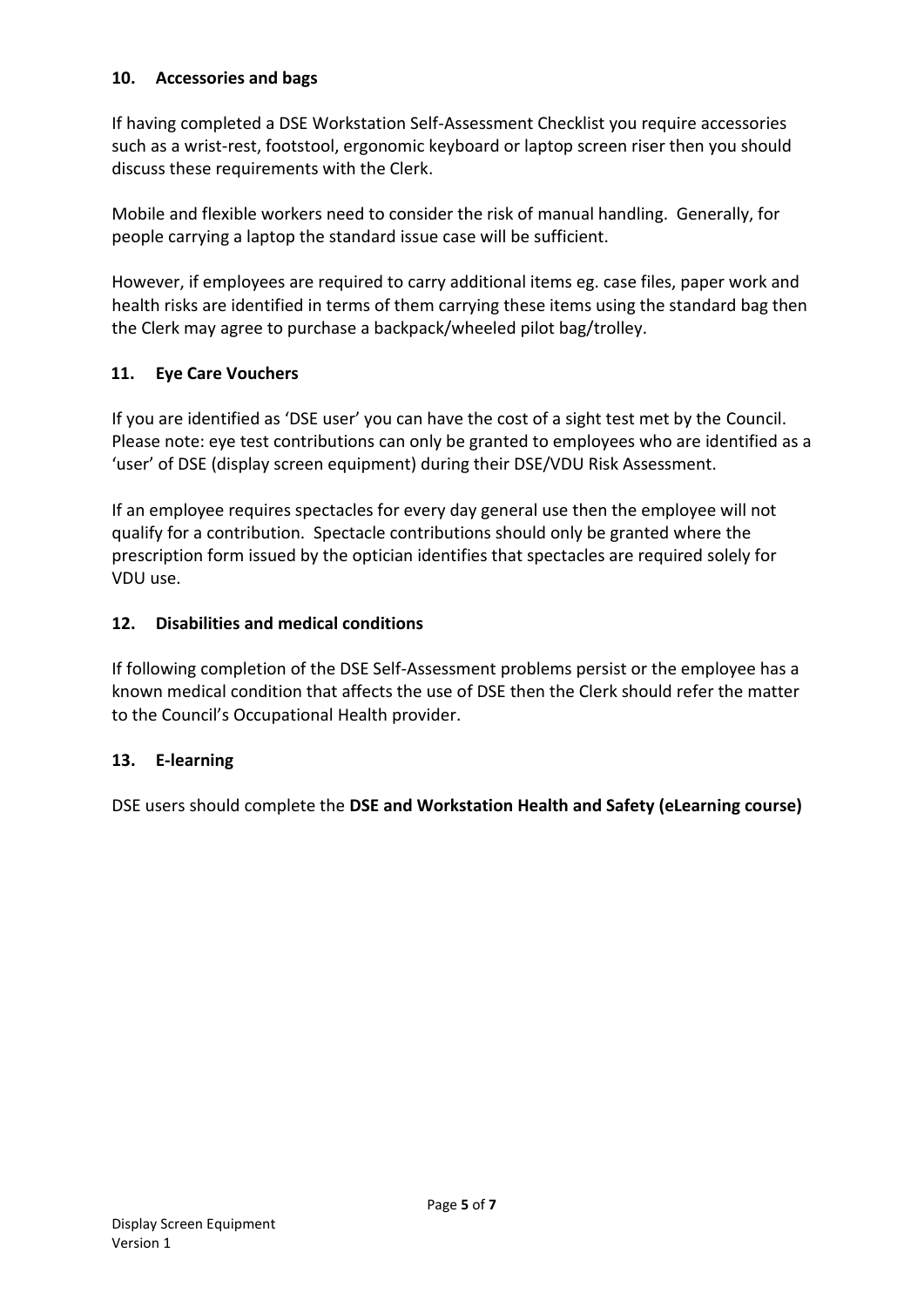## 10. Accessories and bags

If having completed a DSE Workstation Self-Assessment Checklist you require accessories such as a wrist-rest, footstool, ergonomic keyboard or laptop screen riser then you should discuss these requirements with the Clerk.

Mobile and flexible workers need to consider the risk of manual handling. Generally, for people carrying a laptop the standard issue case will be sufficient.

However, if employees are required to carry additional items eg. case files, paper work and health risks are identified in terms of them carrying these items using the standard bag then the Clerk may agree to purchase a backpack/wheeled pilot bag/trolley.

## 11. Eye Care Vouchers

If you are identified as 'DSE user' you can have the cost of a sight test met by the Council. Please note: eye test contributions can only be granted to employees who are identified as a 'user' of DSE (display screen equipment) during their DSE/VDU Risk Assessment.

If an employee requires spectacles for every day general use then the employee will not qualify for a contribution. Spectacle contributions should only be granted where the prescription form issued by the optician identifies that spectacles are required solely for VDU use.

## 12. Disabilities and medical conditions

If following completion of the DSE Self-Assessment problems persist or the employee has a known medical condition that affects the use of DSE then the Clerk should refer the matter to the Council's Occupational Health provider.

## 13. E-learning

DSE users should complete the **DSE and Workstation Health and Safety (eLearning course)**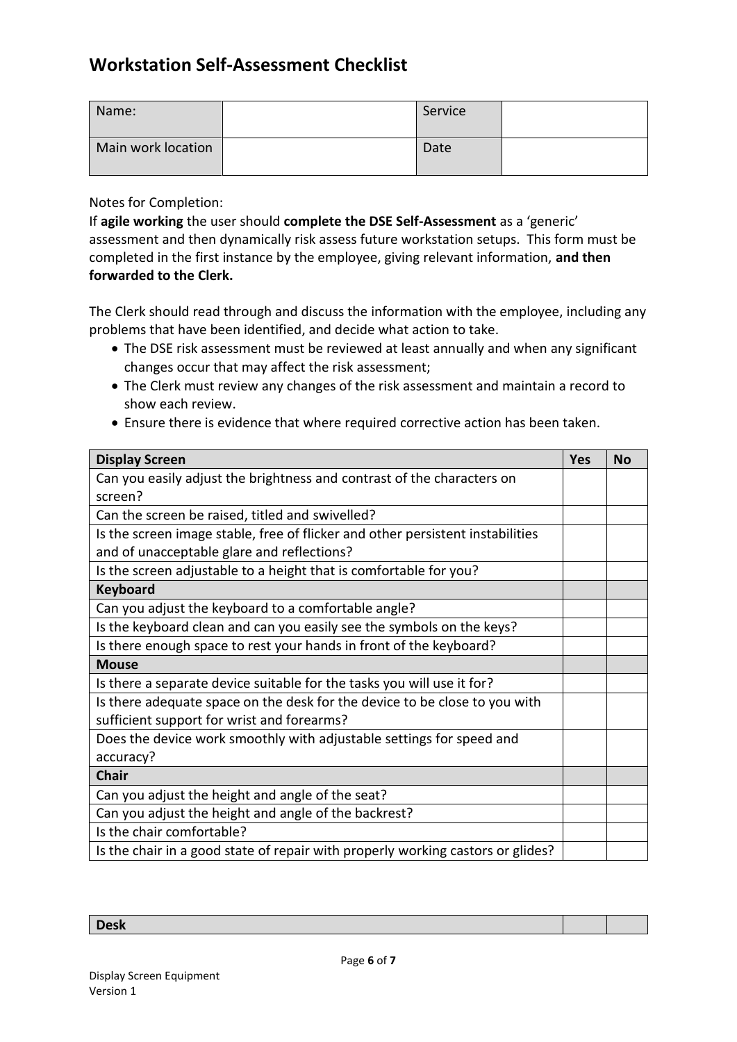## Workstation Self-Assessment Checklist

| Name: | | Service | |
|---|---|---|---|
| Main work location | | Date | |

Notes for Completion:
If **agile working** the user should **complete the DSE Self-Assessment** as a 'generic' assessment and then dynamically risk assess future workstation setups. This form must be completed in the first instance by the employee, giving relevant information, **and then forwarded to the Clerk.**

The Clerk should read through and discuss the information with the employee, including any problems that have been identified, and decide what action to take.

- The DSE risk assessment must be reviewed at least annually and when any significant changes occur that may affect the risk assessment;
- The Clerk must review any changes of the risk assessment and maintain a record to show each review.
- Ensure there is evidence that where required corrective action has been taken.

| **Display Screen** | **Yes** | **No** |
|---|---|---|
| Can you easily adjust the brightness and contrast of the characters on screen? | | |
| Can the screen be raised, titled and swivelled? | | |
| Is the screen image stable, free of flicker and other persistent instabilities and of unacceptable glare and reflections? | | |
| Is the screen adjustable to a height that is comfortable for you? | | |
| **Keyboard** | | |
| Can you adjust the keyboard to a comfortable angle? | | |
| Is the keyboard clean and can you easily see the symbols on the keys? | | |
| Is there enough space to rest your hands in front of the keyboard? | | |
| **Mouse** | | |
| Is there a separate device suitable for the tasks you will use it for? | | |
| Is there adequate space on the desk for the device to be close to you with sufficient support for wrist and forearms? | | |
| Does the device work smoothly with adjustable settings for speed and accuracy? | | |
| **Chair** | | |
| Can you adjust the height and angle of the seat? | | |
| Can you adjust the height and angle of the backrest? | | |
| Is the chair comfortable? | | |
| Is the chair in a good state of repair with properly working castors or glides? | | |

| **Desk** | | |
|---|---|---|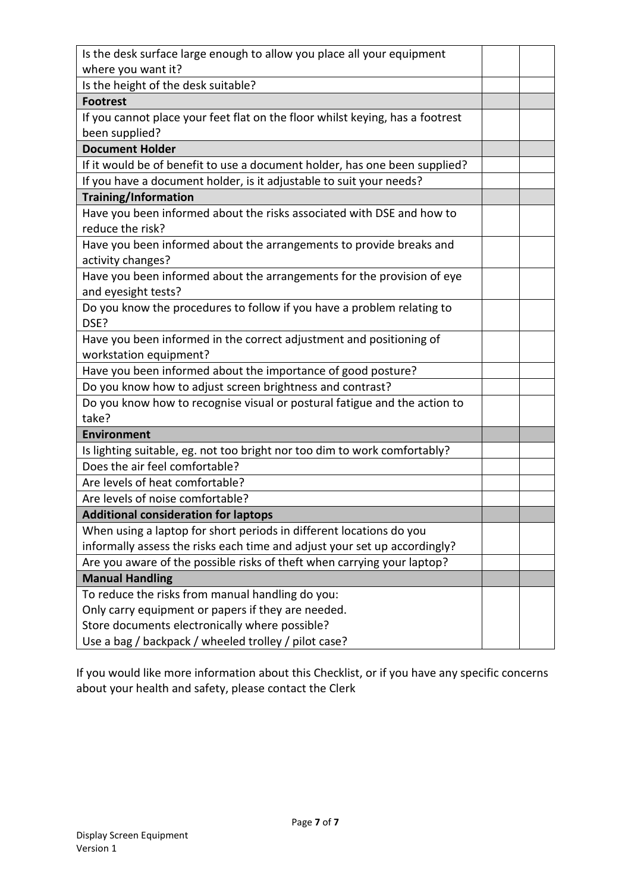| | | |
|---|---|---|
| Is the desk surface large enough to allow you place all your equipment where you want it? | | |
| Is the height of the desk suitable? | | |
| **Footrest** | | |
| If you cannot place your feet flat on the floor whilst keying, has a footrest been supplied? | | |
| **Document Holder** | | |
| If it would be of benefit to use a document holder, has one been supplied? | | |
| If you have a document holder, is it adjustable to suit your needs? | | |
| **Training/Information** | | |
| Have you been informed about the risks associated with DSE and how to reduce the risk? | | |
| Have you been informed about the arrangements to provide breaks and activity changes? | | |
| Have you been informed about the arrangements for the provision of eye and eyesight tests? | | |
| Do you know the procedures to follow if you have a problem relating to DSE? | | |
| Have you been informed in the correct adjustment and positioning of workstation equipment? | | |
| Have you been informed about the importance of good posture? | | |
| Do you know how to adjust screen brightness and contrast? | | |
| Do you know how to recognise visual or postural fatigue and the action to take? | | |
| **Environment** | | |
| Is lighting suitable, eg. not too bright nor too dim to work comfortably? | | |
| Does the air feel comfortable? | | |
| Are levels of heat comfortable? | | |
| Are levels of noise comfortable? | | |
| **Additional consideration for laptops** | | |
| When using a laptop for short periods in different locations do you informally assess the risks each time and adjust your set up accordingly? | | |
| Are you aware of the possible risks of theft when carrying your laptop? | | |
| **Manual Handling** | | |
| To reduce the risks from manual handling do you:<br>Only carry equipment or papers if they are needed.<br>Store documents electronically where possible?<br>Use a bag / backpack / wheeled trolley / pilot case? | | |

If you would like more information about this Checklist, or if you have any specific concerns about your health and safety, please contact the Clerk

Display Screen Equipment
Version 1